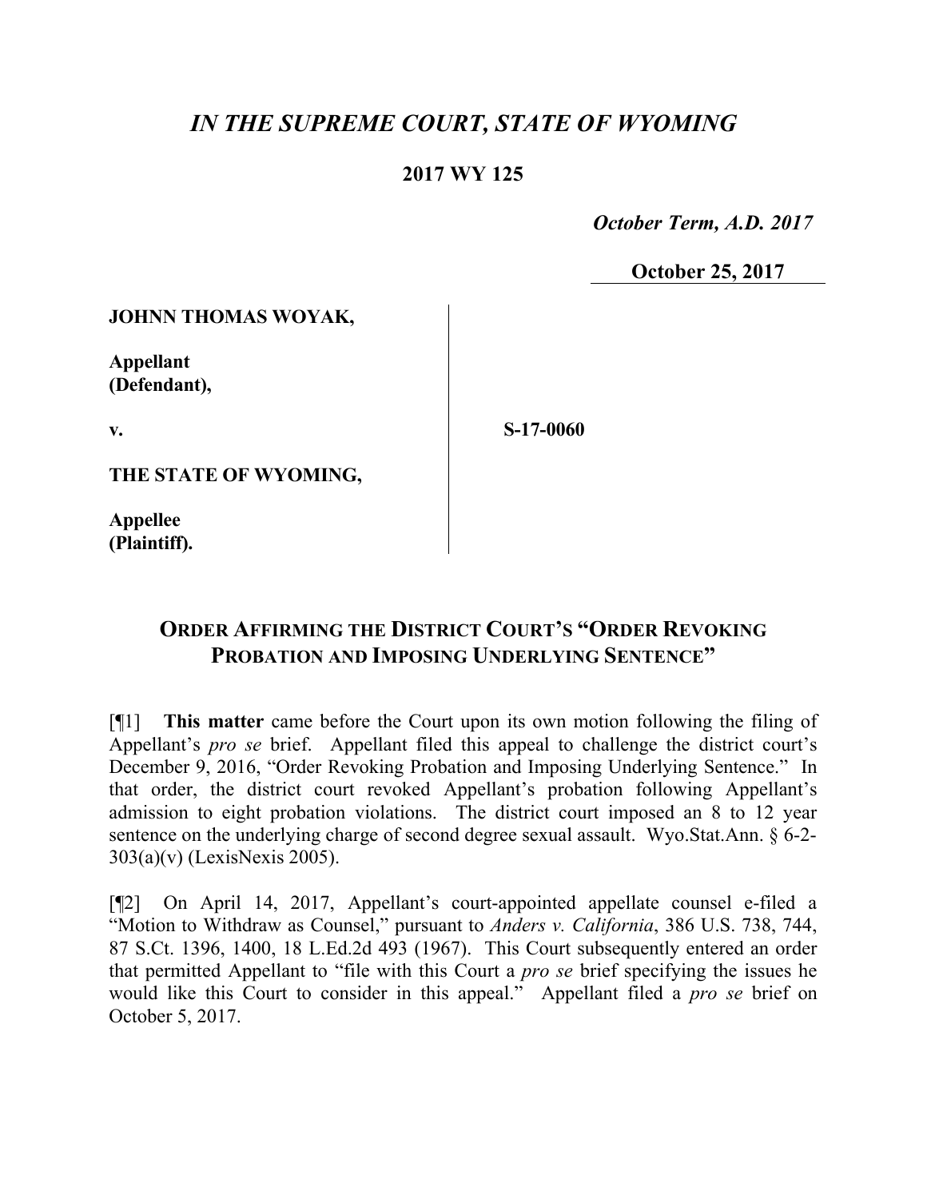# *IN THE SUPREME COURT, STATE OF WYOMING*

**2017 WY 125**

*October Term, A.D. 2017*

**October 25, 2017**

**JOHNN THOMAS WOYAK,**

**Appellant (Defendant),**

**v.**

**S-17-0060**

**THE STATE OF WYOMING,**

**Appellee (Plaintiff).**

## ORDER AFFIRMING THE DISTRICT COURT'S "ORDER REVOKING PROBATION AND IMPOSING UNDERLYING SENTENCE"

[¶1] **This matter** came before the Court upon its own motion following the filing of Appellant's *pro se* brief. Appellant filed this appeal to challenge the district court's December 9, 2016, "Order Revoking Probation and Imposing Underlying Sentence." In that order, the district court revoked Appellant's probation following Appellant's admission to eight probation violations. The district court imposed an 8 to 12 year sentence on the underlying charge of second degree sexual assault. Wyo.Stat.Ann. § 6-2-303(a)(v) (LexisNexis 2005).

[¶2] On April 14, 2017, Appellant's court-appointed appellate counsel e-filed a "Motion to Withdraw as Counsel," pursuant to *Anders v. California*, 386 U.S. 738, 744, 87 S.Ct. 1396, 1400, 18 L.Ed.2d 493 (1967). This Court subsequently entered an order that permitted Appellant to "file with this Court a *pro se* brief specifying the issues he would like this Court to consider in this appeal." Appellant filed a *pro se* brief on October 5, 2017.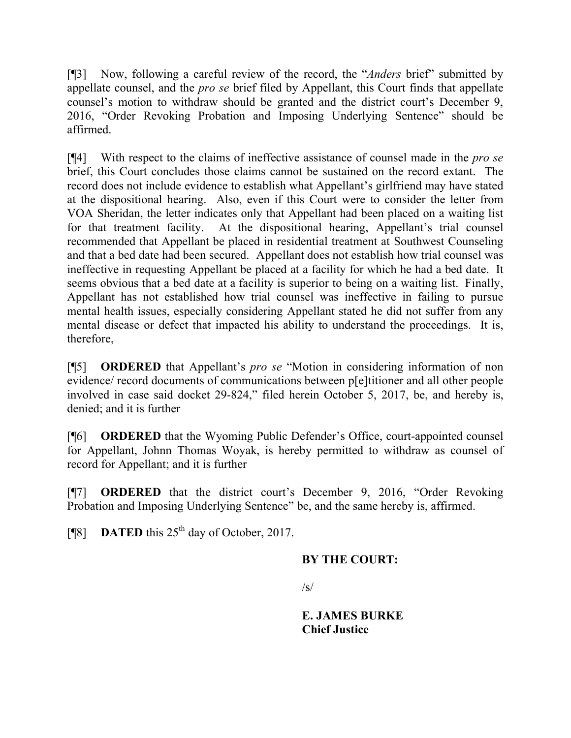[¶3] Now, following a careful review of the record, the "*Anders* brief" submitted by appellate counsel, and the *pro se* brief filed by Appellant, this Court finds that appellate counsel's motion to withdraw should be granted and the district court's December 9, 2016, "Order Revoking Probation and Imposing Underlying Sentence" should be affirmed.

[¶4] With respect to the claims of ineffective assistance of counsel made in the *pro se* brief, this Court concludes those claims cannot be sustained on the record extant. The record does not include evidence to establish what Appellant's girlfriend may have stated at the dispositional hearing. Also, even if this Court were to consider the letter from VOA Sheridan, the letter indicates only that Appellant had been placed on a waiting list for that treatment facility. At the dispositional hearing, Appellant's trial counsel recommended that Appellant be placed in residential treatment at Southwest Counseling and that a bed date had been secured. Appellant does not establish how trial counsel was ineffective in requesting Appellant be placed at a facility for which he had a bed date. It seems obvious that a bed date at a facility is superior to being on a waiting list. Finally, Appellant has not established how trial counsel was ineffective in failing to pursue mental health issues, especially considering Appellant stated he did not suffer from any mental disease or defect that impacted his ability to understand the proceedings. It is, therefore,

[¶5] **ORDERED** that Appellant's *pro se* "Motion in considering information of non evidence/ record documents of communications between p[e]titioner and all other people involved in case said docket 29-824," filed herein October 5, 2017, be, and hereby is, denied; and it is further

[¶6] **ORDERED** that the Wyoming Public Defender's Office, court-appointed counsel for Appellant, Johnn Thomas Woyak, is hereby permitted to withdraw as counsel of record for Appellant; and it is further

[¶7] **ORDERED** that the district court's December 9, 2016, "Order Revoking Probation and Imposing Underlying Sentence" be, and the same hereby is, affirmed.

[¶8] **DATED** this 25th day of October, 2017.

**BY THE COURT:**

/s/

**E. JAMES BURKE**
**Chief Justice**